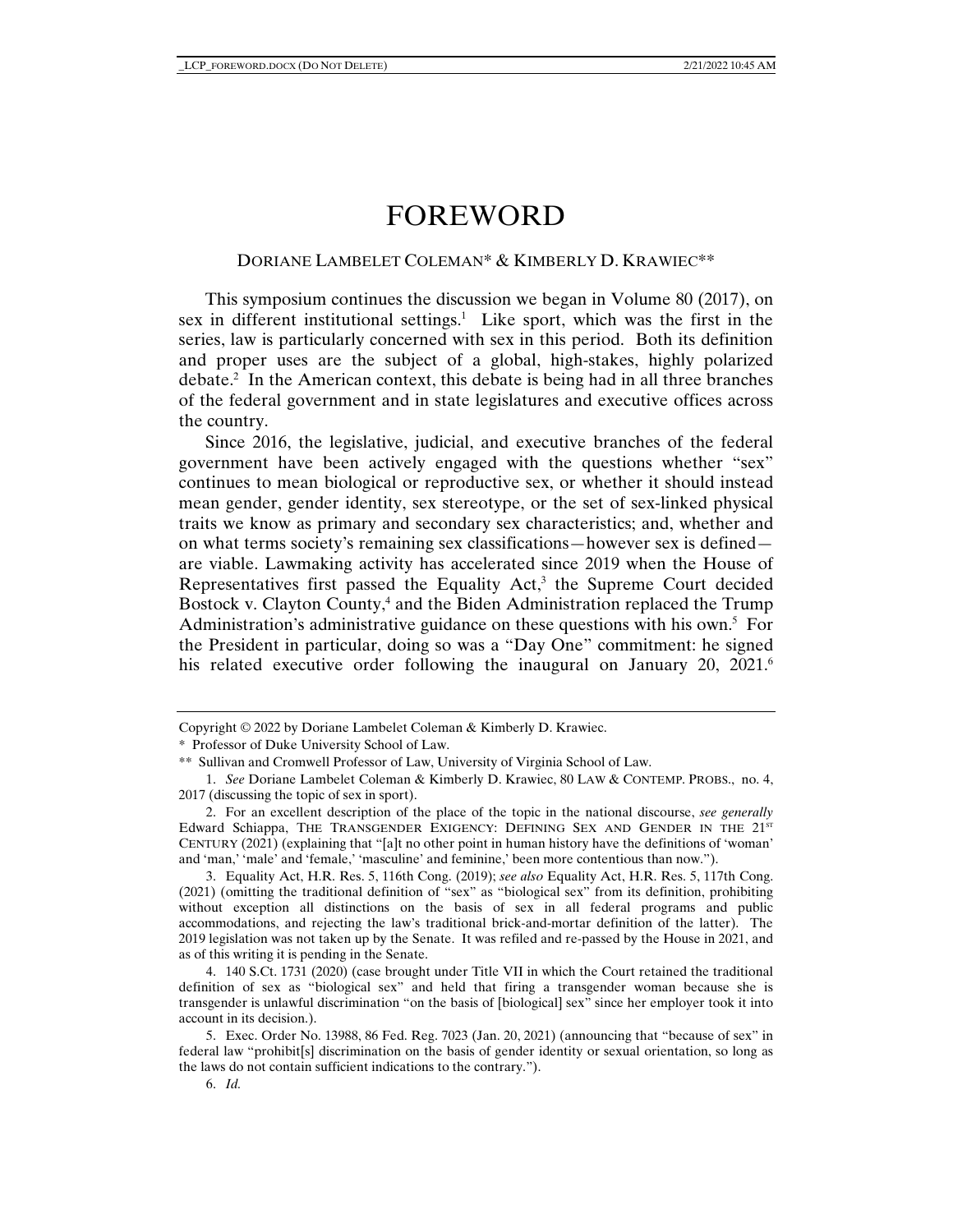# FOREWORD

DORIANE LAMBELET COLEMAN* & KIMBERLY D. KRAWIEC**

This symposium continues the discussion we began in Volume 80 (2017), on sex in different institutional settings.[1] Like sport, which was the first in the series, law is particularly concerned with sex in this period. Both its definition and proper uses are the subject of a global, high-stakes, highly polarized debate.[2] In the American context, this debate is being had in all three branches of the federal government and in state legislatures and executive offices across the country.

Since 2016, the legislative, judicial, and executive branches of the federal government have been actively engaged with the questions whether "sex" continues to mean biological or reproductive sex, or whether it should instead mean gender, gender identity, sex stereotype, or the set of sex-linked physical traits we know as primary and secondary sex characteristics; and, whether and on what terms society's remaining sex classifications—however sex is defined—are viable. Lawmaking activity has accelerated since 2019 when the House of Representatives first passed the Equality Act,[3] the Supreme Court decided Bostock v. Clayton County,[4] and the Biden Administration replaced the Trump Administration's administrative guidance on these questions with his own.[5] For the President in particular, doing so was a "Day One" commitment: he signed his related executive order following the inaugural on January 20, 2021.[6]

---

Copyright © 2022 by Doriane Lambelet Coleman & Kimberly D. Krawiec.

\* Professor of Duke University School of Law.

\*\* Sullivan and Cromwell Professor of Law, University of Virginia School of Law.

1. *See* Doriane Lambelet Coleman & Kimberly D. Krawiec, 80 LAW & CONTEMP. PROBS., no. 4, 2017 (discussing the topic of sex in sport).

2. For an excellent description of the place of the topic in the national discourse, *see generally* Edward Schiappa, THE TRANSGENDER EXIGENCY: DEFINING SEX AND GENDER IN THE 21ST CENTURY (2021) (explaining that "[a]t no other point in human history have the definitions of 'woman' and 'man,' 'male' and 'female,' 'masculine' and feminine,' been more contentious than now.").

3. Equality Act, H.R. Res. 5, 116th Cong. (2019); *see also* Equality Act, H.R. Res. 5, 117th Cong. (2021) (omitting the traditional definition of "sex" as "biological sex" from its definition, prohibiting without exception all distinctions on the basis of sex in all federal programs and public accommodations, and rejecting the law's traditional brick-and-mortar definition of the latter). The 2019 legislation was not taken up by the Senate. It was refiled and re-passed by the House in 2021, and as of this writing it is pending in the Senate.

4. 140 S.Ct. 1731 (2020) (case brought under Title VII in which the Court retained the traditional definition of sex as "biological sex" and held that firing a transgender woman because she is transgender is unlawful discrimination "on the basis of [biological] sex" since her employer took it into account in its decision.).

5. Exec. Order No. 13988, 86 Fed. Reg. 7023 (Jan. 20, 2021) (announcing that "because of sex" in federal law "prohibit[s] discrimination on the basis of gender identity or sexual orientation, so long as the laws do not contain sufficient indications to the contrary.").

6. *Id.*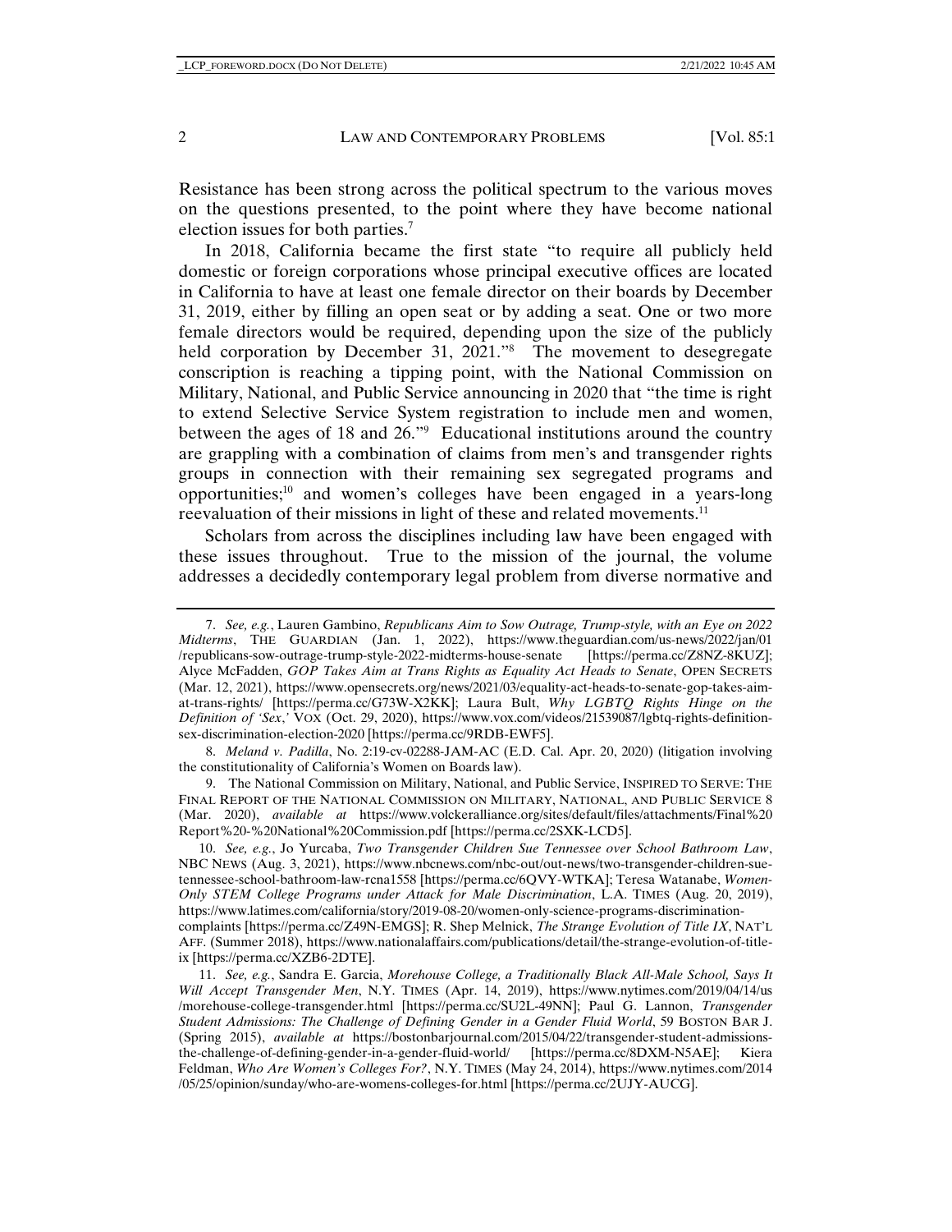Resistance has been strong across the political spectrum to the various moves on the questions presented, to the point where they have become national election issues for both parties.[7]

In 2018, California became the first state "to require all publicly held domestic or foreign corporations whose principal executive offices are located in California to have at least one female director on their boards by December 31, 2019, either by filling an open seat or by adding a seat. One or two more female directors would be required, depending upon the size of the publicly held corporation by December 31, 2021."[8] The movement to desegregate conscription is reaching a tipping point, with the National Commission on Military, National, and Public Service announcing in 2020 that "the time is right to extend Selective Service System registration to include men and women, between the ages of 18 and 26."[9] Educational institutions around the country are grappling with a combination of claims from men's and transgender rights groups in connection with their remaining sex segregated programs and opportunities;[10] and women's colleges have been engaged in a years-long reevaluation of their missions in light of these and related movements.[11]

Scholars from across the disciplines including law have been engaged with these issues throughout. True to the mission of the journal, the volume addresses a decidedly contemporary legal problem from diverse normative and

---

7. *See, e.g.*, Lauren Gambino, *Republicans Aim to Sow Outrage, Trump-style, with an Eye on 2022 Midterms*, THE GUARDIAN (Jan. 1, 2022), https://www.theguardian.com/us-news/2022/jan/01/republicans-sow-outrage-trump-style-2022-midterms-house-senate [https://perma.cc/Z8NZ-8KUZ]; Alyce McFadden, *GOP Takes Aim at Trans Rights as Equality Act Heads to Senate*, OPEN SECRETS (Mar. 12, 2021), https://www.opensecrets.org/news/2021/03/equality-act-heads-to-senate-gop-takes-aim-at-trans-rights/ [https://perma.cc/G73W-X2KK]; Laura Bult, *Why LGBTQ Rights Hinge on the Definition of 'Sex*,*'* VOX (Oct. 29, 2020), https://www.vox.com/videos/21539087/lgbtq-rights-definition-sex-discrimination-election-2020 [https://perma.cc/9RDB-EWF5].

8. *Meland v. Padilla*, No. 2:19-cv-02288-JAM-AC (E.D. Cal. Apr. 20, 2020) (litigation involving the constitutionality of California's Women on Boards law).

9. The National Commission on Military, National, and Public Service, INSPIRED TO SERVE: THE FINAL REPORT OF THE NATIONAL COMMISSION ON MILITARY, NATIONAL, AND PUBLIC SERVICE 8 (Mar. 2020), *available at* https://www.volckeralliance.org/sites/default/files/attachments/Final%20Report%20-%20National%20Commission.pdf [https://perma.cc/2SXK-LCD5].

10. *See, e.g.*, Jo Yurcaba, *Two Transgender Children Sue Tennessee over School Bathroom Law*, NBC NEWS (Aug. 3, 2021), https://www.nbcnews.com/nbc-out/out-news/two-transgender-children-sue-tennessee-school-bathroom-law-rcna1558 [https://perma.cc/6QVY-WTKA]; Teresa Watanabe, *Women-Only STEM College Programs under Attack for Male Discrimination*, L.A. TIMES (Aug. 20, 2019), https://www.latimes.com/california/story/2019-08-20/women-only-science-programs-discrimination-complaints [https://perma.cc/Z49N-EMGS]; R. Shep Melnick, *The Strange Evolution of Title IX*, NAT'L AFF. (Summer 2018), https://www.nationalaffairs.com/publications/detail/the-strange-evolution-of-title-ix [https://perma.cc/XZB6-2DTE].

11. *See, e.g.*, Sandra E. Garcia, *Morehouse College, a Traditionally Black All-Male School, Says It Will Accept Transgender Men*, N.Y. TIMES (Apr. 14, 2019), https://www.nytimes.com/2019/04/14/us/morehouse-college-transgender.html [https://perma.cc/SU2L-49NN]; Paul G. Lannon, *Transgender Student Admissions: The Challenge of Defining Gender in a Gender Fluid World*, 59 BOSTON BAR J. (Spring 2015), *available at* https://bostonbarjournal.com/2015/04/22/transgender-student-admissions-the-challenge-of-defining-gender-in-a-gender-fluid-world/ [https://perma.cc/8DXM-N5AE]; Kiera Feldman, *Who Are Women's Colleges For?*, N.Y. TIMES (May 24, 2014), https://www.nytimes.com/2014/05/25/opinion/sunday/who-are-womens-colleges-for.html [https://perma.cc/2UJY-AUCG].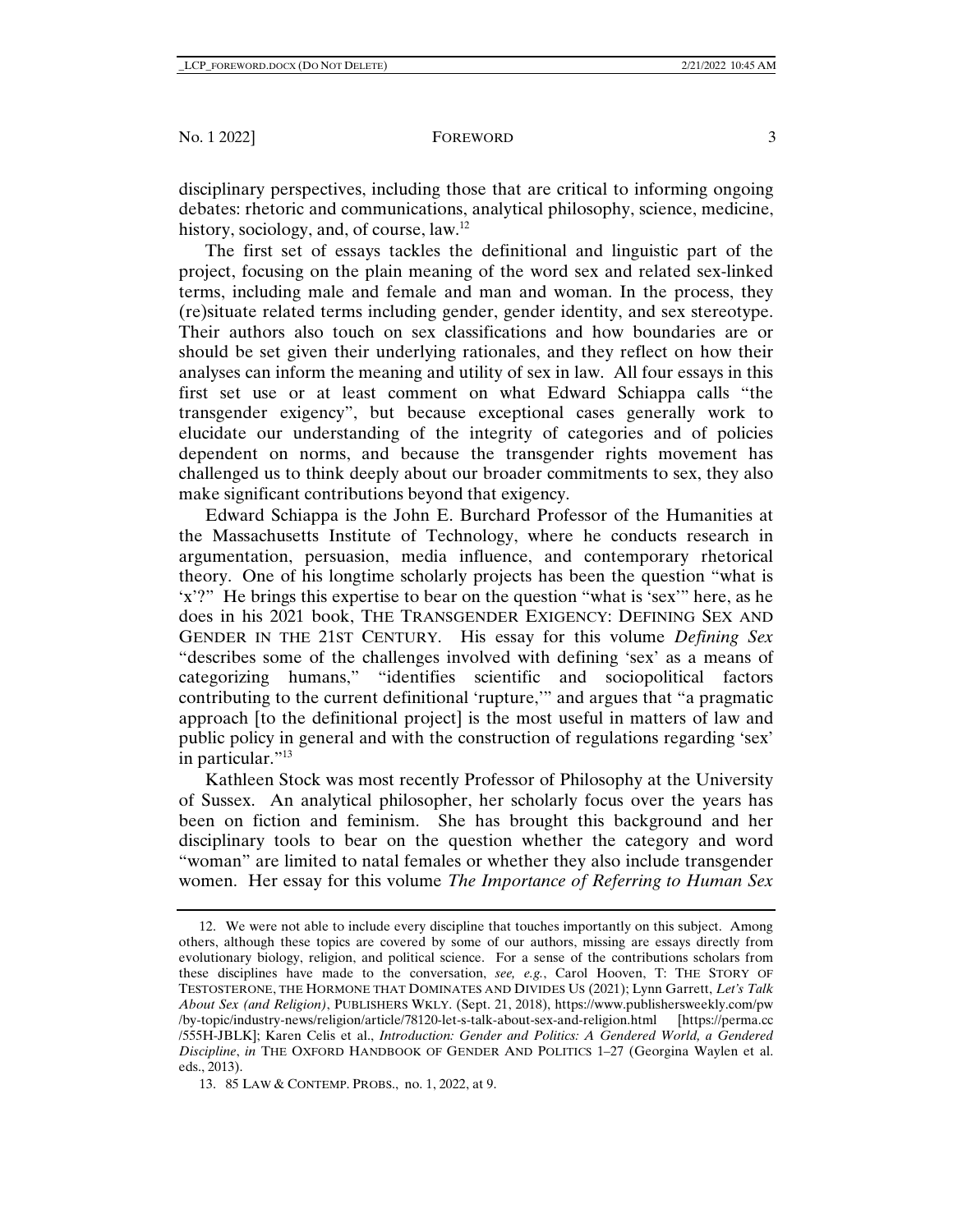disciplinary perspectives, including those that are critical to informing ongoing debates: rhetoric and communications, analytical philosophy, science, medicine, history, sociology, and, of course, law.[12]

The first set of essays tackles the definitional and linguistic part of the project, focusing on the plain meaning of the word sex and related sex-linked terms, including male and female and man and woman. In the process, they (re)situate related terms including gender, gender identity, and sex stereotype. Their authors also touch on sex classifications and how boundaries are or should be set given their underlying rationales, and they reflect on how their analyses can inform the meaning and utility of sex in law. All four essays in this first set use or at least comment on what Edward Schiappa calls "the transgender exigency", but because exceptional cases generally work to elucidate our understanding of the integrity of categories and of policies dependent on norms, and because the transgender rights movement has challenged us to think deeply about our broader commitments to sex, they also make significant contributions beyond that exigency.

Edward Schiappa is the John E. Burchard Professor of the Humanities at the Massachusetts Institute of Technology, where he conducts research in argumentation, persuasion, media influence, and contemporary rhetorical theory. One of his longtime scholarly projects has been the question "what is 'x'?" He brings this expertise to bear on the question "what is 'sex'" here, as he does in his 2021 book, THE TRANSGENDER EXIGENCY: DEFINING SEX AND GENDER IN THE 21ST CENTURY. His essay for this volume *Defining Sex* "describes some of the challenges involved with defining 'sex' as a means of categorizing humans," "identifies scientific and sociopolitical factors contributing to the current definitional 'rupture,'" and argues that "a pragmatic approach [to the definitional project] is the most useful in matters of law and public policy in general and with the construction of regulations regarding 'sex' in particular."[13]

Kathleen Stock was most recently Professor of Philosophy at the University of Sussex. An analytical philosopher, her scholarly focus over the years has been on fiction and feminism. She has brought this background and her disciplinary tools to bear on the question whether the category and word "woman" are limited to natal females or whether they also include transgender women. Her essay for this volume *The Importance of Referring to Human Sex*

---

12. We were not able to include every discipline that touches importantly on this subject. Among others, although these topics are covered by some of our authors, missing are essays directly from evolutionary biology, religion, and political science. For a sense of the contributions scholars from these disciplines have made to the conversation, *see, e.g.*, Carol Hooven, T: THE STORY OF TESTOSTERONE, THE HORMONE THAT DOMINATES AND DIVIDES US (2021); Lynn Garrett, *Let's Talk About Sex (and Religion)*, PUBLISHERS WKLY. (Sept. 21, 2018), https://www.publishersweekly.com/pw/by-topic/industry-news/religion/article/78120-let-s-talk-about-sex-and-religion.html [https://perma.cc/555H-JBLK]; Karen Celis et al., *Introduction: Gender and Politics: A Gendered World, a Gendered Discipline*, *in* THE OXFORD HANDBOOK OF GENDER AND POLITICS 1–27 (Georgina Waylen et al. eds., 2013).

13. 85 LAW & CONTEMP. PROBS., no. 1, 2022, at 9.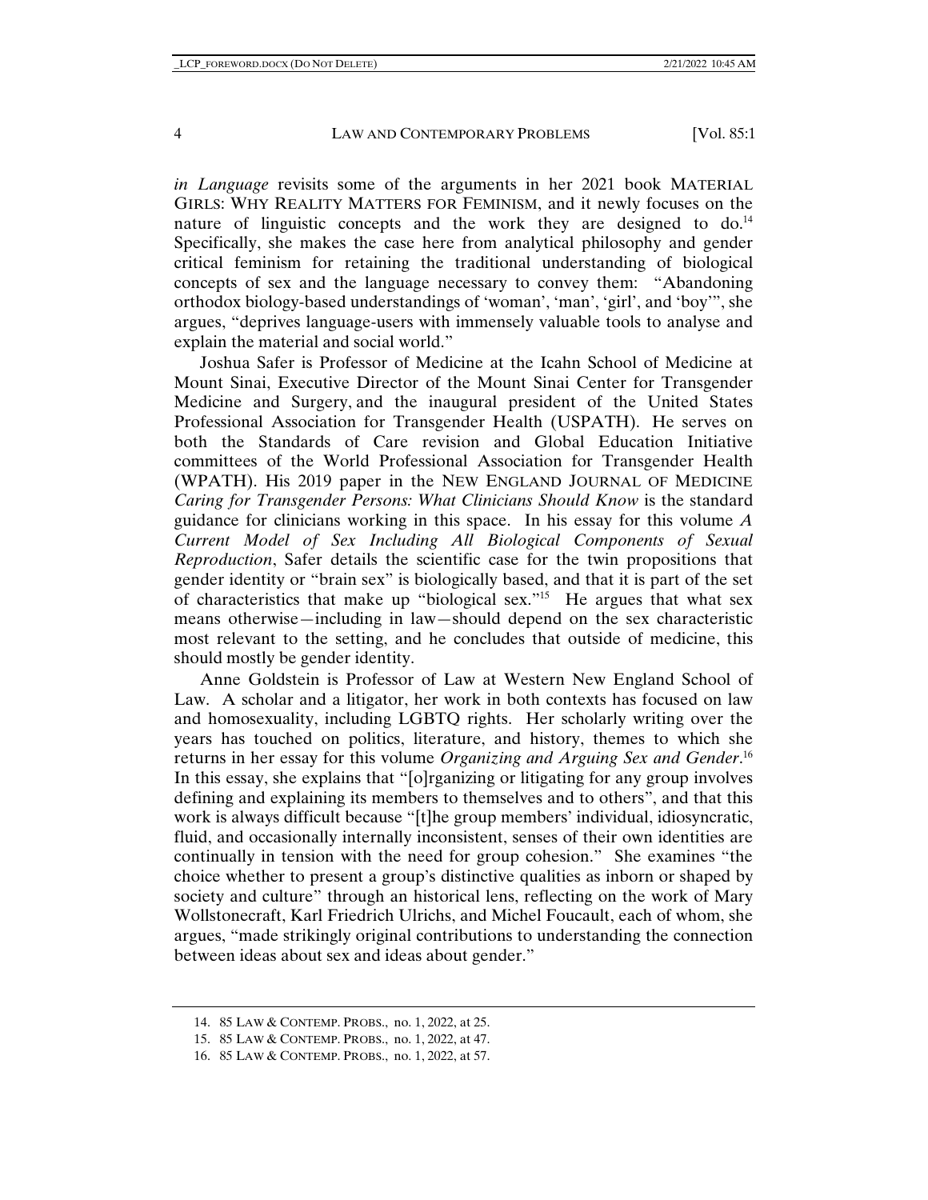*in Language* revisits some of the arguments in her 2021 book MATERIAL GIRLS: WHY REALITY MATTERS FOR FEMINISM, and it newly focuses on the nature of linguistic concepts and the work they are designed to do.[14] Specifically, she makes the case here from analytical philosophy and gender critical feminism for retaining the traditional understanding of biological concepts of sex and the language necessary to convey them: "Abandoning orthodox biology-based understandings of 'woman', 'man', 'girl', and 'boy'", she argues, "deprives language-users with immensely valuable tools to analyse and explain the material and social world."

Joshua Safer is Professor of Medicine at the Icahn School of Medicine at Mount Sinai, Executive Director of the Mount Sinai Center for Transgender Medicine and Surgery, and the inaugural president of the United States Professional Association for Transgender Health (USPATH). He serves on both the Standards of Care revision and Global Education Initiative committees of the World Professional Association for Transgender Health (WPATH). His 2019 paper in the NEW ENGLAND JOURNAL OF MEDICINE *Caring for Transgender Persons: What Clinicians Should Know* is the standard guidance for clinicians working in this space. In his essay for this volume *A Current Model of Sex Including All Biological Components of Sexual Reproduction*, Safer details the scientific case for the twin propositions that gender identity or "brain sex" is biologically based, and that it is part of the set of characteristics that make up "biological sex."[15] He argues that what sex means otherwise—including in law—should depend on the sex characteristic most relevant to the setting, and he concludes that outside of medicine, this should mostly be gender identity.

Anne Goldstein is Professor of Law at Western New England School of Law. A scholar and a litigator, her work in both contexts has focused on law and homosexuality, including LGBTQ rights. Her scholarly writing over the years has touched on politics, literature, and history, themes to which she returns in her essay for this volume *Organizing and Arguing Sex and Gender*.[16] In this essay, she explains that "[o]rganizing or litigating for any group involves defining and explaining its members to themselves and to others", and that this work is always difficult because "[t]he group members' individual, idiosyncratic, fluid, and occasionally internally inconsistent, senses of their own identities are continually in tension with the need for group cohesion." She examines "the choice whether to present a group's distinctive qualities as inborn or shaped by society and culture" through an historical lens, reflecting on the work of Mary Wollstonecraft, Karl Friedrich Ulrichs, and Michel Foucault, each of whom, she argues, "made strikingly original contributions to understanding the connection between ideas about sex and ideas about gender."

14. 85 LAW & CONTEMP. PROBS., no. 1, 2022, at 25.

15. 85 LAW & CONTEMP. PROBS., no. 1, 2022, at 47.

16. 85 LAW & CONTEMP. PROBS., no. 1, 2022, at 57.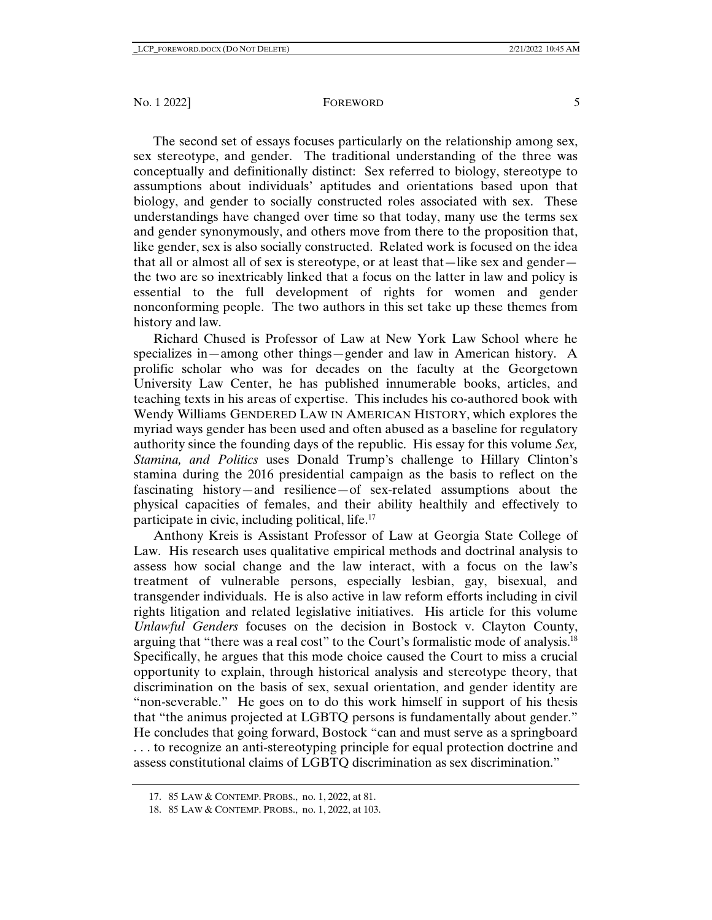The second set of essays focuses particularly on the relationship among sex, sex stereotype, and gender. The traditional understanding of the three was conceptually and definitionally distinct: Sex referred to biology, stereotype to assumptions about individuals' aptitudes and orientations based upon that biology, and gender to socially constructed roles associated with sex. These understandings have changed over time so that today, many use the terms sex and gender synonymously, and others move from there to the proposition that, like gender, sex is also socially constructed. Related work is focused on the idea that all or almost all of sex is stereotype, or at least that—like sex and gender—the two are so inextricably linked that a focus on the latter in law and policy is essential to the full development of rights for women and gender nonconforming people. The two authors in this set take up these themes from history and law.

Richard Chused is Professor of Law at New York Law School where he specializes in—among other things—gender and law in American history. A prolific scholar who was for decades on the faculty at the Georgetown University Law Center, he has published innumerable books, articles, and teaching texts in his areas of expertise. This includes his co-authored book with Wendy Williams GENDERED LAW IN AMERICAN HISTORY, which explores the myriad ways gender has been used and often abused as a baseline for regulatory authority since the founding days of the republic. His essay for this volume *Sex, Stamina, and Politics* uses Donald Trump's challenge to Hillary Clinton's stamina during the 2016 presidential campaign as the basis to reflect on the fascinating history—and resilience—of sex-related assumptions about the physical capacities of females, and their ability healthily and effectively to participate in civic, including political, life.[17]

Anthony Kreis is Assistant Professor of Law at Georgia State College of Law. His research uses qualitative empirical methods and doctrinal analysis to assess how social change and the law interact, with a focus on the law's treatment of vulnerable persons, especially lesbian, gay, bisexual, and transgender individuals. He is also active in law reform efforts including in civil rights litigation and related legislative initiatives. His article for this volume *Unlawful Genders* focuses on the decision in Bostock v. Clayton County, arguing that "there was a real cost" to the Court's formalistic mode of analysis.[18] Specifically, he argues that this mode choice caused the Court to miss a crucial opportunity to explain, through historical analysis and stereotype theory, that discrimination on the basis of sex, sexual orientation, and gender identity are "non-severable." He goes on to do this work himself in support of his thesis that "the animus projected at LGBTQ persons is fundamentally about gender." He concludes that going forward, Bostock "can and must serve as a springboard . . . to recognize an anti-stereotyping principle for equal protection doctrine and assess constitutional claims of LGBTQ discrimination as sex discrimination."

17. 85 LAW & CONTEMP. PROBS., no. 1, 2022, at 81.

18. 85 LAW & CONTEMP. PROBS., no. 1, 2022, at 103.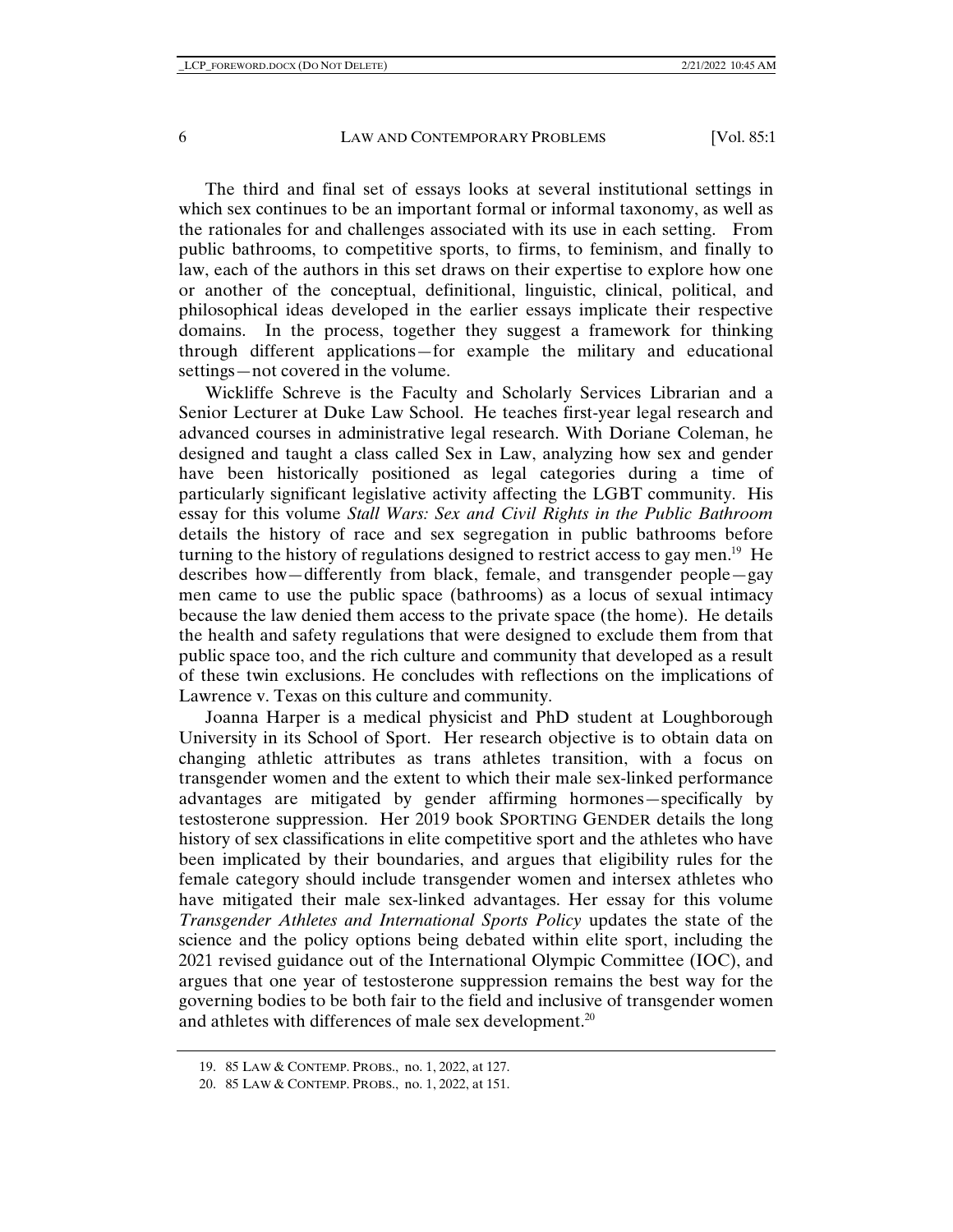The third and final set of essays looks at several institutional settings in which sex continues to be an important formal or informal taxonomy, as well as the rationales for and challenges associated with its use in each setting. From public bathrooms, to competitive sports, to firms, to feminism, and finally to law, each of the authors in this set draws on their expertise to explore how one or another of the conceptual, definitional, linguistic, clinical, political, and philosophical ideas developed in the earlier essays implicate their respective domains. In the process, together they suggest a framework for thinking through different applications—for example the military and educational settings—not covered in the volume.

Wickliffe Schreve is the Faculty and Scholarly Services Librarian and a Senior Lecturer at Duke Law School. He teaches first-year legal research and advanced courses in administrative legal research. With Doriane Coleman, he designed and taught a class called Sex in Law, analyzing how sex and gender have been historically positioned as legal categories during a time of particularly significant legislative activity affecting the LGBT community. His essay for this volume *Stall Wars: Sex and Civil Rights in the Public Bathroom* details the history of race and sex segregation in public bathrooms before turning to the history of regulations designed to restrict access to gay men.[19] He describes how—differently from black, female, and transgender people—gay men came to use the public space (bathrooms) as a locus of sexual intimacy because the law denied them access to the private space (the home). He details the health and safety regulations that were designed to exclude them from that public space too, and the rich culture and community that developed as a result of these twin exclusions. He concludes with reflections on the implications of Lawrence v. Texas on this culture and community.

Joanna Harper is a medical physicist and PhD student at Loughborough University in its School of Sport. Her research objective is to obtain data on changing athletic attributes as trans athletes transition, with a focus on transgender women and the extent to which their male sex-linked performance advantages are mitigated by gender affirming hormones—specifically by testosterone suppression. Her 2019 book SPORTING GENDER details the long history of sex classifications in elite competitive sport and the athletes who have been implicated by their boundaries, and argues that eligibility rules for the female category should include transgender women and intersex athletes who have mitigated their male sex-linked advantages. Her essay for this volume *Transgender Athletes and International Sports Policy* updates the state of the science and the policy options being debated within elite sport, including the 2021 revised guidance out of the International Olympic Committee (IOC), and argues that one year of testosterone suppression remains the best way for the governing bodies to be both fair to the field and inclusive of transgender women and athletes with differences of male sex development.[20]

---

19. 85 LAW & CONTEMP. PROBS., no. 1, 2022, at 127.

20. 85 LAW & CONTEMP. PROBS., no. 1, 2022, at 151.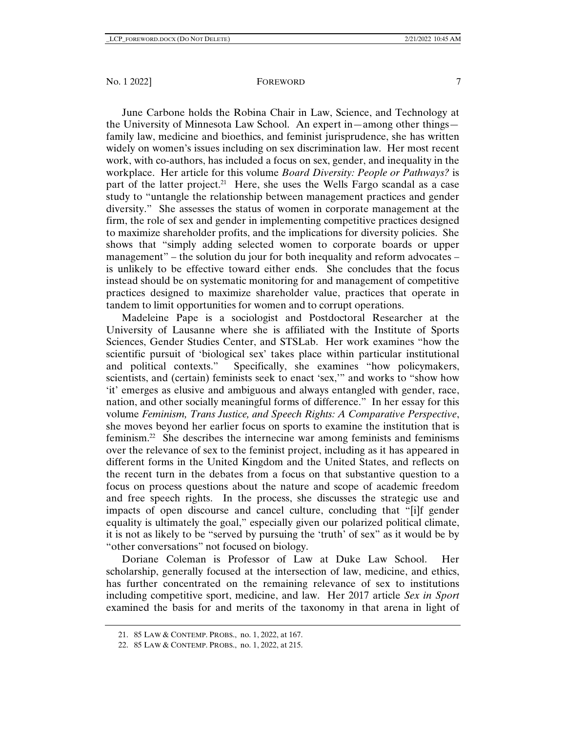June Carbone holds the Robina Chair in Law, Science, and Technology at the University of Minnesota Law School. An expert in—among other things—family law, medicine and bioethics, and feminist jurisprudence, she has written widely on women's issues including on sex discrimination law. Her most recent work, with co-authors, has included a focus on sex, gender, and inequality in the workplace. Her article for this volume *Board Diversity: People or Pathways?* is part of the latter project.[21] Here, she uses the Wells Fargo scandal as a case study to "untangle the relationship between management practices and gender diversity." She assesses the status of women in corporate management at the firm, the role of sex and gender in implementing competitive practices designed to maximize shareholder profits, and the implications for diversity policies. She shows that "simply adding selected women to corporate boards or upper management" – the solution du jour for both inequality and reform advocates – is unlikely to be effective toward either ends. She concludes that the focus instead should be on systematic monitoring for and management of competitive practices designed to maximize shareholder value, practices that operate in tandem to limit opportunities for women and to corrupt operations.

Madeleine Pape is a sociologist and Postdoctoral Researcher at the University of Lausanne where she is affiliated with the Institute of Sports Sciences, Gender Studies Center, and STSLab. Her work examines "how the scientific pursuit of 'biological sex' takes place within particular institutional and political contexts." Specifically, she examines "how policymakers, scientists, and (certain) feminists seek to enact 'sex,'" and works to "show how 'it' emerges as elusive and ambiguous and always entangled with gender, race, nation, and other socially meaningful forms of difference." In her essay for this volume *Feminism, Trans Justice, and Speech Rights: A Comparative Perspective*, she moves beyond her earlier focus on sports to examine the institution that is feminism.[22] She describes the internecine war among feminists and feminisms over the relevance of sex to the feminist project, including as it has appeared in different forms in the United Kingdom and the United States, and reflects on the recent turn in the debates from a focus on that substantive question to a focus on process questions about the nature and scope of academic freedom and free speech rights. In the process, she discusses the strategic use and impacts of open discourse and cancel culture, concluding that "[i]f gender equality is ultimately the goal," especially given our polarized political climate, it is not as likely to be "served by pursuing the 'truth' of sex" as it would be by "other conversations" not focused on biology.

Doriane Coleman is Professor of Law at Duke Law School. Her scholarship, generally focused at the intersection of law, medicine, and ethics, has further concentrated on the remaining relevance of sex to institutions including competitive sport, medicine, and law. Her 2017 article *Sex in Sport* examined the basis for and merits of the taxonomy in that arena in light of

---

21. 85 LAW & CONTEMP. PROBS., no. 1, 2022, at 167.

22. 85 LAW & CONTEMP. PROBS., no. 1, 2022, at 215.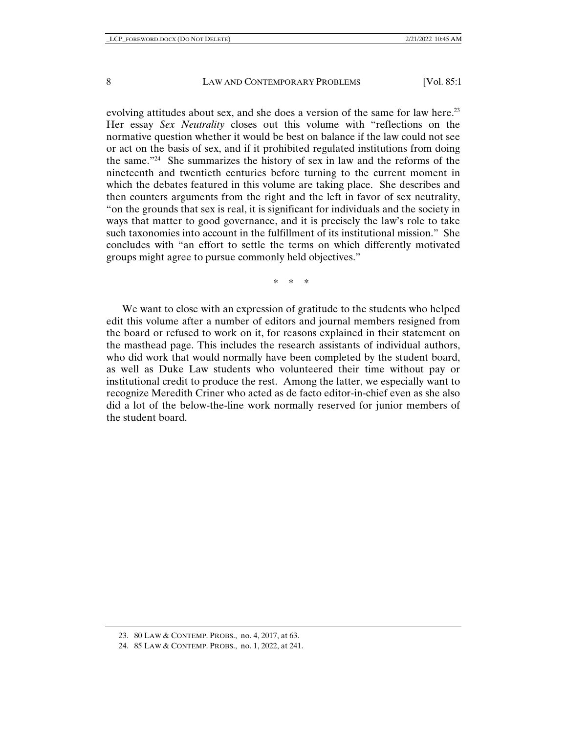evolving attitudes about sex, and she does a version of the same for law here.[23] Her essay *Sex Neutrality* closes out this volume with "reflections on the normative question whether it would be best on balance if the law could not see or act on the basis of sex, and if it prohibited regulated institutions from doing the same."[24] She summarizes the history of sex in law and the reforms of the nineteenth and twentieth centuries before turning to the current moment in which the debates featured in this volume are taking place. She describes and then counters arguments from the right and the left in favor of sex neutrality, "on the grounds that sex is real, it is significant for individuals and the society in ways that matter to good governance, and it is precisely the law's role to take such taxonomies into account in the fulfillment of its institutional mission." She concludes with "an effort to settle the terms on which differently motivated groups might agree to pursue commonly held objectives."

\* \* \*

We want to close with an expression of gratitude to the students who helped edit this volume after a number of editors and journal members resigned from the board or refused to work on it, for reasons explained in their statement on the masthead page. This includes the research assistants of individual authors, who did work that would normally have been completed by the student board, as well as Duke Law students who volunteered their time without pay or institutional credit to produce the rest. Among the latter, we especially want to recognize Meredith Criner who acted as de facto editor-in-chief even as she also did a lot of the below-the-line work normally reserved for junior members of the student board.

---

23. 80 LAW & CONTEMP. PROBS., no. 4, 2017, at 63.

24. 85 LAW & CONTEMP. PROBS., no. 1, 2022, at 241.